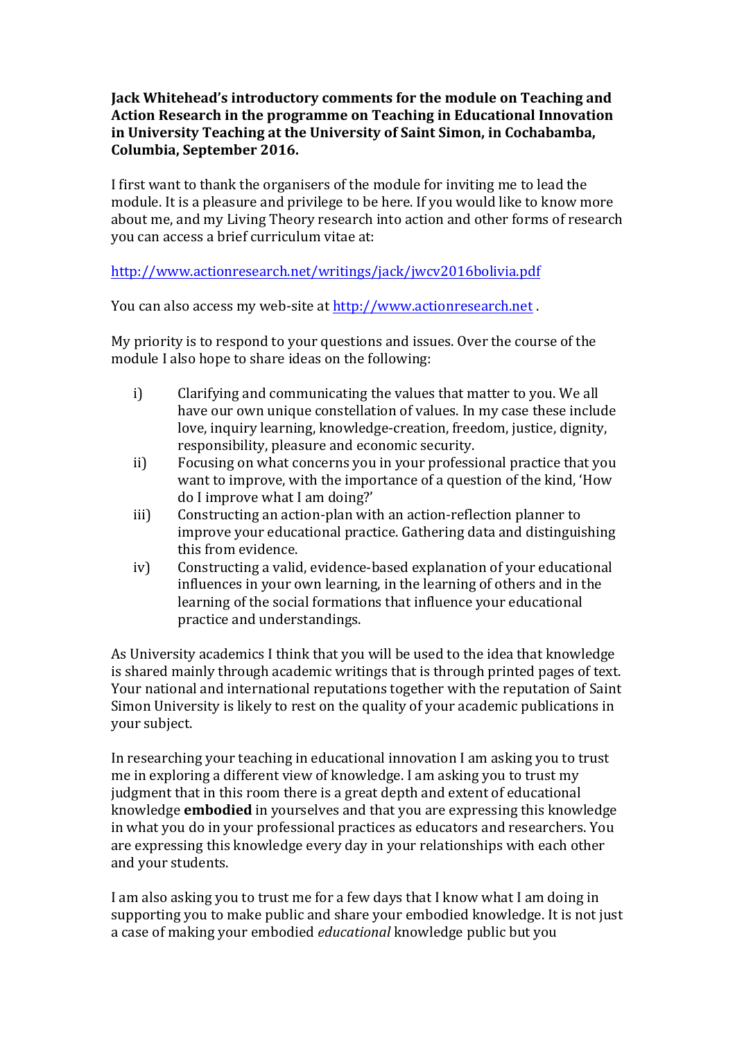**Jack Whitehead's introductory comments for the module on Teaching and Action Research in the programme on Teaching in Educational Innovation in University Teaching at the University of Saint Simon, in Cochabamba, Columbia, September 2016.**

I first want to thank the organisers of the module for inviting me to lead the module. It is a pleasure and privilege to be here. If you would like to know more about me, and my Living Theory research into action and other forms of research you can access a brief curriculum vitae at:

http://www.actionresearch.net/writings/jack/jwcv2016bolivia.pdf

You can also access my web-site at http://www.actionresearch.net .

My priority is to respond to your questions and issues. Over the course of the module I also hope to share ideas on the following:

i) Clarifying and communicating the values that matter to you. We all have our own unique constellation of values. In my case these include love, inquiry learning, knowledge-creation, freedom, justice, dignity, responsibility, pleasure and economic security.

ii) Focusing on what concerns you in your professional practice that you want to improve, with the importance of a question of the kind, 'How do I improve what I am doing?'

iii) Constructing an action-plan with an action-reflection planner to improve your educational practice. Gathering data and distinguishing this from evidence.

iv) Constructing a valid, evidence-based explanation of your educational influences in your own learning, in the learning of others and in the learning of the social formations that influence your educational practice and understandings.

As University academics I think that you will be used to the idea that knowledge is shared mainly through academic writings that is through printed pages of text. Your national and international reputations together with the reputation of Saint Simon University is likely to rest on the quality of your academic publications in your subject.

In researching your teaching in educational innovation I am asking you to trust me in exploring a different view of knowledge. I am asking you to trust my judgment that in this room there is a great depth and extent of educational knowledge **embodied** in yourselves and that you are expressing this knowledge in what you do in your professional practices as educators and researchers. You are expressing this knowledge every day in your relationships with each other and your students.

I am also asking you to trust me for a few days that I know what I am doing in supporting you to make public and share your embodied knowledge. It is not just a case of making your embodied *educational* knowledge public but you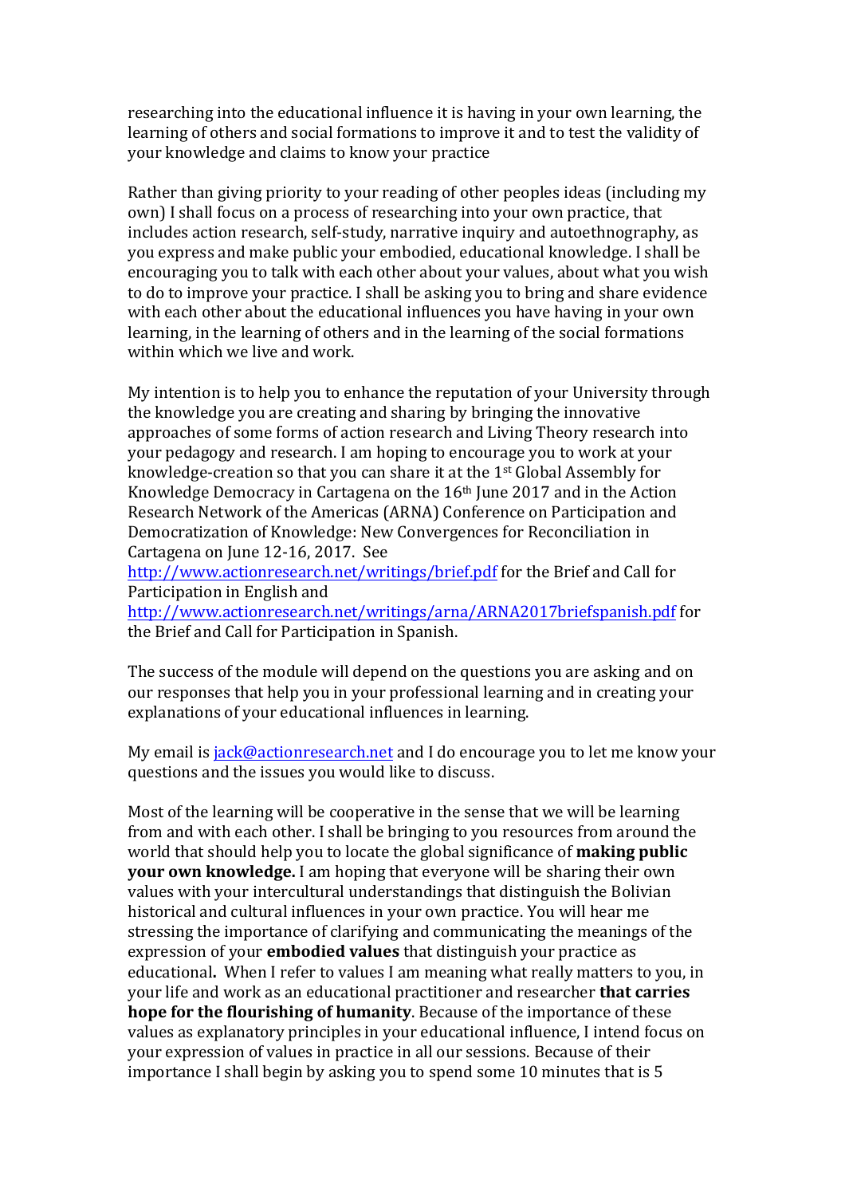researching into the educational influence it is having in your own learning, the learning of others and social formations to improve it and to test the validity of your knowledge and claims to know your practice

Rather than giving priority to your reading of other peoples ideas (including my own) I shall focus on a process of researching into your own practice, that includes action research, self-study, narrative inquiry and autoethnography, as you express and make public your embodied, educational knowledge. I shall be encouraging you to talk with each other about your values, about what you wish to do to improve your practice. I shall be asking you to bring and share evidence with each other about the educational influences you have having in your own learning, in the learning of others and in the learning of the social formations within which we live and work.

My intention is to help you to enhance the reputation of your University through the knowledge you are creating and sharing by bringing the innovative approaches of some forms of action research and Living Theory research into your pedagogy and research. I am hoping to encourage you to work at your knowledge-creation so that you can share it at the 1st Global Assembly for Knowledge Democracy in Cartagena on the 16th June 2017 and in the Action Research Network of the Americas (ARNA) Conference on Participation and Democratization of Knowledge: New Convergences for Reconciliation in Cartagena on June 12-16, 2017. See http://www.actionresearch.net/writings/brief.pdf for the Brief and Call for Participation in English and http://www.actionresearch.net/writings/arna/ARNA2017briefspanish.pdf for the Brief and Call for Participation in Spanish.

The success of the module will depend on the questions you are asking and on our responses that help you in your professional learning and in creating your explanations of your educational influences in learning.

My email is jack@actionresearch.net and I do encourage you to let me know your questions and the issues you would like to discuss.

Most of the learning will be cooperative in the sense that we will be learning from and with each other. I shall be bringing to you resources from around the world that should help you to locate the global significance of **making public your own knowledge.** I am hoping that everyone will be sharing their own values with your intercultural understandings that distinguish the Bolivian historical and cultural influences in your own practice. You will hear me stressing the importance of clarifying and communicating the meanings of the expression of your **embodied values** that distinguish your practice as educational**.** When I refer to values I am meaning what really matters to you, in your life and work as an educational practitioner and researcher **that carries hope for the flourishing of humanity**. Because of the importance of these values as explanatory principles in your educational influence, I intend focus on your expression of values in practice in all our sessions. Because of their importance I shall begin by asking you to spend some 10 minutes that is 5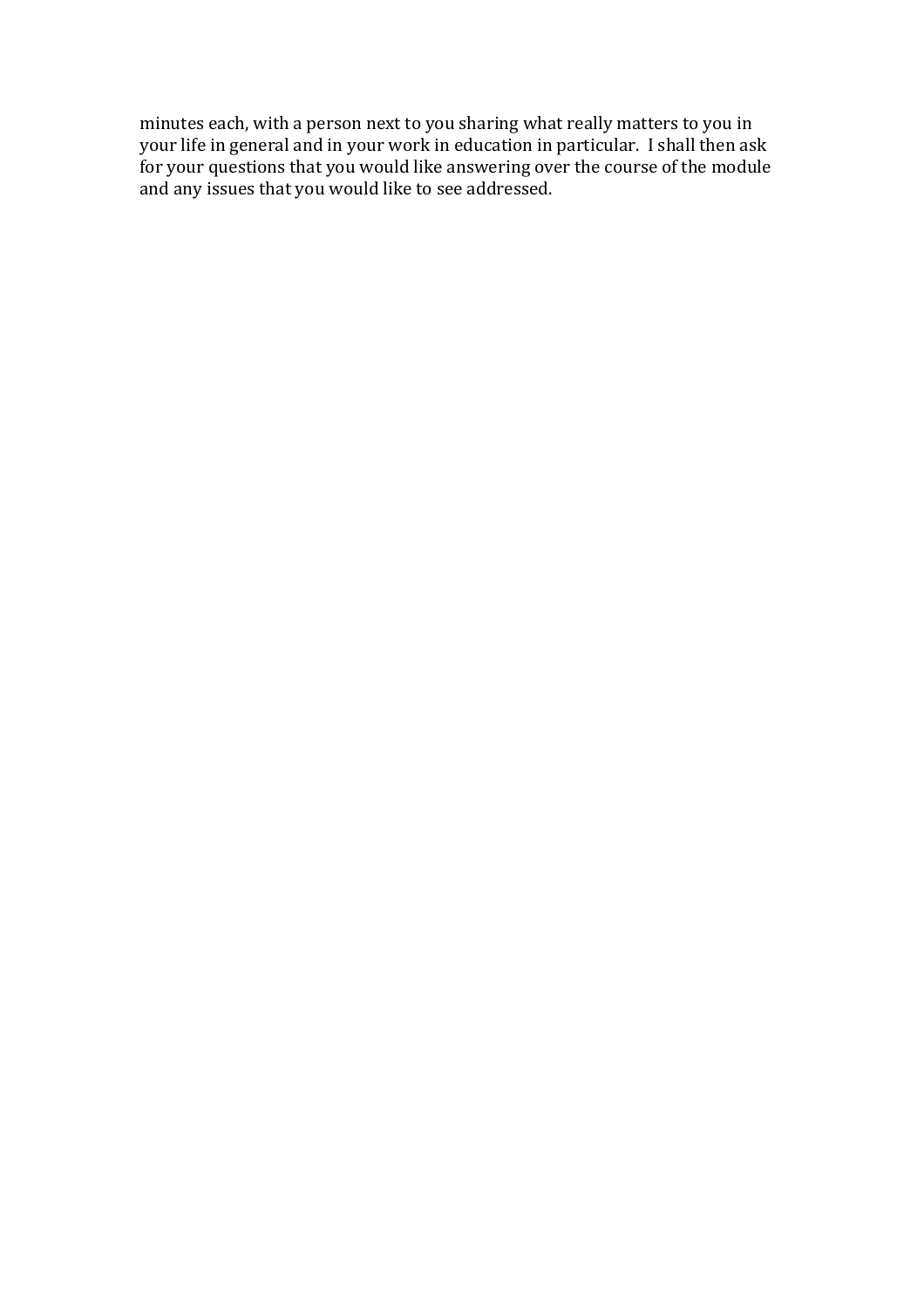minutes each, with a person next to you sharing what really matters to you in your life in general and in your work in education in particular. I shall then ask for your questions that you would like answering over the course of the module and any issues that you would like to see addressed.